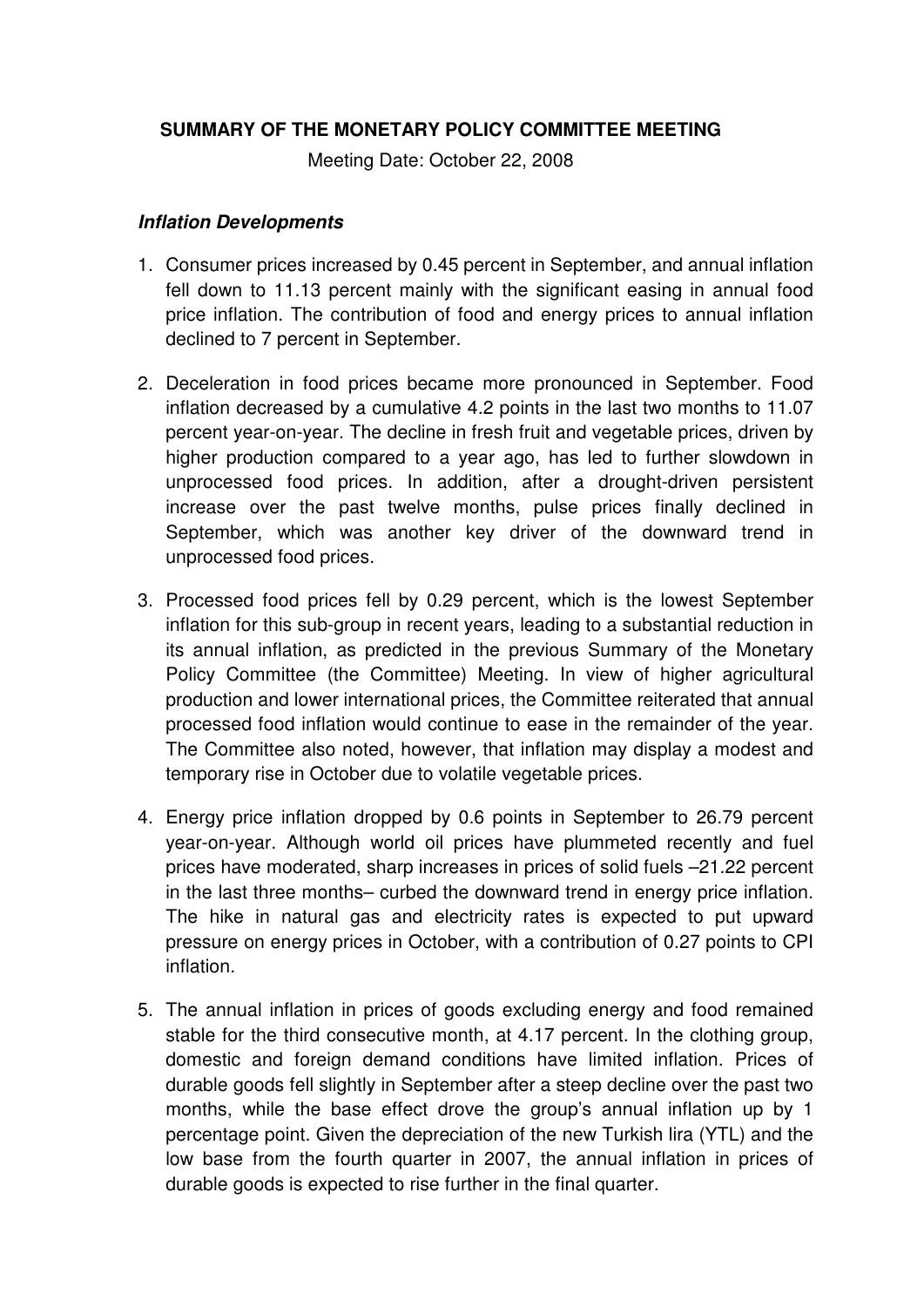# SUMMARY OF THE MONETARY POLICY COMMITTEE MEETING

Meeting Date: October 22, 2008

### *Inflation Developments*

1. Consumer prices increased by 0.45 percent in September, and annual inflation fell down to 11.13 percent mainly with the significant easing in annual food price inflation. The contribution of food and energy prices to annual inflation declined to 7 percent in September.

2. Deceleration in food prices became more pronounced in September. Food inflation decreased by a cumulative 4.2 points in the last two months to 11.07 percent year-on-year. The decline in fresh fruit and vegetable prices, driven by higher production compared to a year ago, has led to further slowdown in unprocessed food prices. In addition, after a drought-driven persistent increase over the past twelve months, pulse prices finally declined in September, which was another key driver of the downward trend in unprocessed food prices.

3. Processed food prices fell by 0.29 percent, which is the lowest September inflation for this sub-group in recent years, leading to a substantial reduction in its annual inflation, as predicted in the previous Summary of the Monetary Policy Committee (the Committee) Meeting. In view of higher agricultural production and lower international prices, the Committee reiterated that annual processed food inflation would continue to ease in the remainder of the year. The Committee also noted, however, that inflation may display a modest and temporary rise in October due to volatile vegetable prices.

4. Energy price inflation dropped by 0.6 points in September to 26.79 percent year-on-year. Although world oil prices have plummeted recently and fuel prices have moderated, sharp increases in prices of solid fuels –21.22 percent in the last three months– curbed the downward trend in energy price inflation. The hike in natural gas and electricity rates is expected to put upward pressure on energy prices in October, with a contribution of 0.27 points to CPI inflation.

5. The annual inflation in prices of goods excluding energy and food remained stable for the third consecutive month, at 4.17 percent. In the clothing group, domestic and foreign demand conditions have limited inflation. Prices of durable goods fell slightly in September after a steep decline over the past two months, while the base effect drove the group's annual inflation up by 1 percentage point. Given the depreciation of the new Turkish lira (YTL) and the low base from the fourth quarter in 2007, the annual inflation in prices of durable goods is expected to rise further in the final quarter.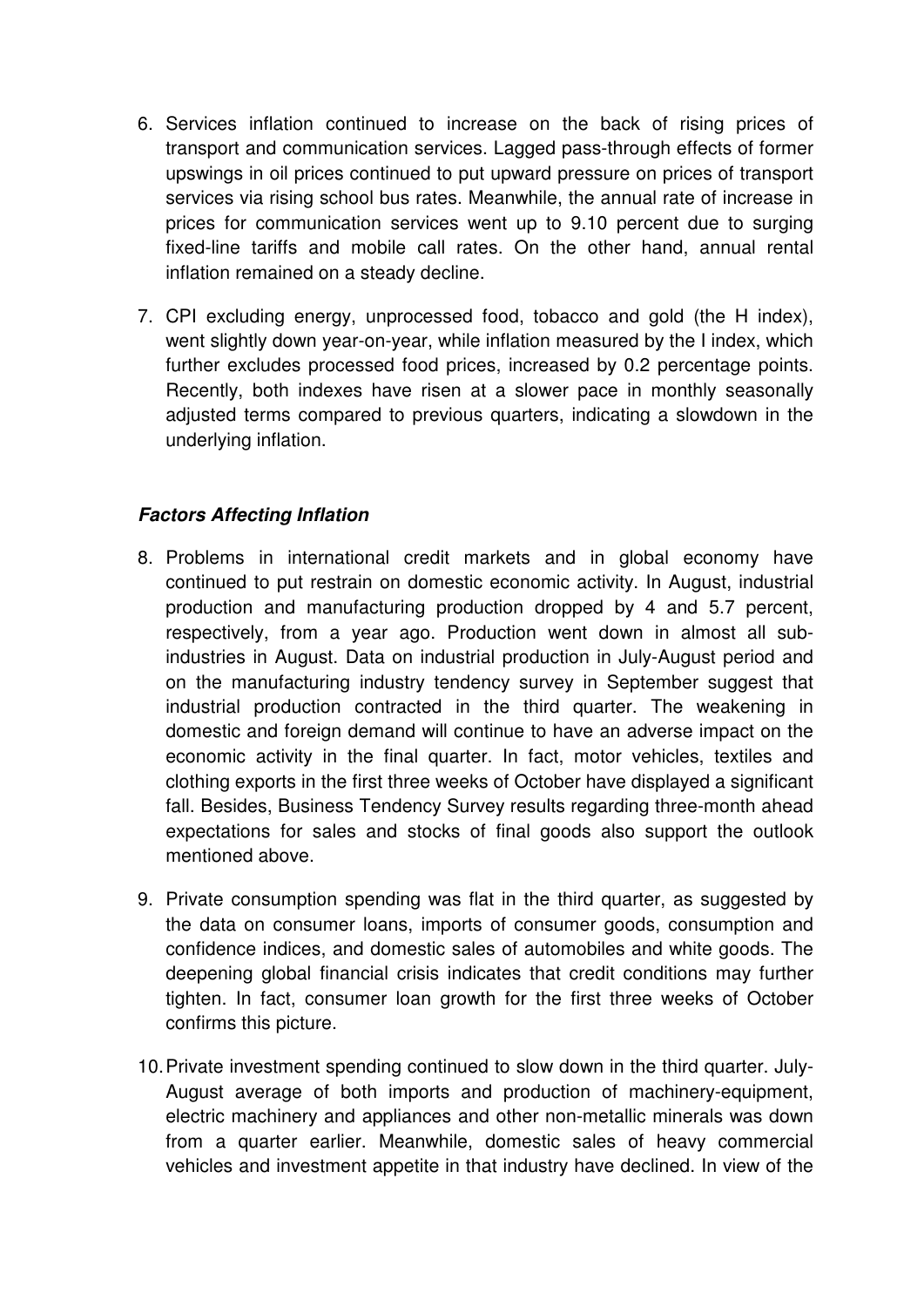6. Services inflation continued to increase on the back of rising prices of transport and communication services. Lagged pass-through effects of former upswings in oil prices continued to put upward pressure on prices of transport services via rising school bus rates. Meanwhile, the annual rate of increase in prices for communication services went up to 9.10 percent due to surging fixed-line tariffs and mobile call rates. On the other hand, annual rental inflation remained on a steady decline.

7. CPI excluding energy, unprocessed food, tobacco and gold (the H index), went slightly down year-on-year, while inflation measured by the I index, which further excludes processed food prices, increased by 0.2 percentage points. Recently, both indexes have risen at a slower pace in monthly seasonally adjusted terms compared to previous quarters, indicating a slowdown in the underlying inflation.

***Factors Affecting Inflation***

8. Problems in international credit markets and in global economy have continued to put restrain on domestic economic activity. In August, industrial production and manufacturing production dropped by 4 and 5.7 percent, respectively, from a year ago. Production went down in almost all sub-industries in August. Data on industrial production in July-August period and on the manufacturing industry tendency survey in September suggest that industrial production contracted in the third quarter. The weakening in domestic and foreign demand will continue to have an adverse impact on the economic activity in the final quarter. In fact, motor vehicles, textiles and clothing exports in the first three weeks of October have displayed a significant fall. Besides, Business Tendency Survey results regarding three-month ahead expectations for sales and stocks of final goods also support the outlook mentioned above.

9. Private consumption spending was flat in the third quarter, as suggested by the data on consumer loans, imports of consumer goods, consumption and confidence indices, and domestic sales of automobiles and white goods. The deepening global financial crisis indicates that credit conditions may further tighten. In fact, consumer loan growth for the first three weeks of October confirms this picture.

10. Private investment spending continued to slow down in the third quarter. July-August average of both imports and production of machinery-equipment, electric machinery and appliances and other non-metallic minerals was down from a quarter earlier. Meanwhile, domestic sales of heavy commercial vehicles and investment appetite in that industry have declined. In view of the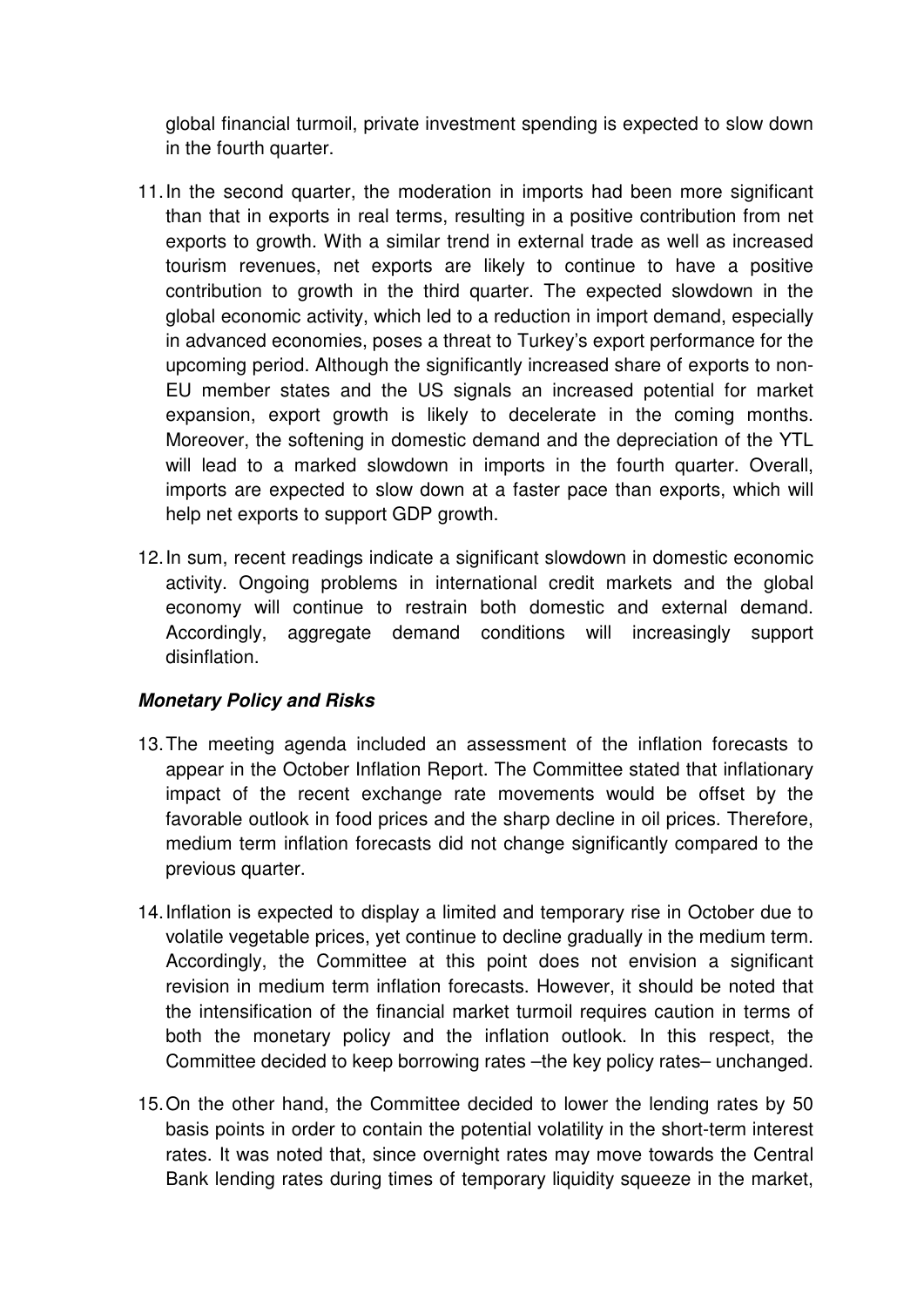global financial turmoil, private investment spending is expected to slow down in the fourth quarter.

11. In the second quarter, the moderation in imports had been more significant than that in exports in real terms, resulting in a positive contribution from net exports to growth. With a similar trend in external trade as well as increased tourism revenues, net exports are likely to continue to have a positive contribution to growth in the third quarter. The expected slowdown in the global economic activity, which led to a reduction in import demand, especially in advanced economies, poses a threat to Turkey's export performance for the upcoming period. Although the significantly increased share of exports to non-EU member states and the US signals an increased potential for market expansion, export growth is likely to decelerate in the coming months. Moreover, the softening in domestic demand and the depreciation of the YTL will lead to a marked slowdown in imports in the fourth quarter. Overall, imports are expected to slow down at a faster pace than exports, which will help net exports to support GDP growth.

12. In sum, recent readings indicate a significant slowdown in domestic economic activity. Ongoing problems in international credit markets and the global economy will continue to restrain both domestic and external demand. Accordingly, aggregate demand conditions will increasingly support disinflation.

### *Monetary Policy and Risks*

13. The meeting agenda included an assessment of the inflation forecasts to appear in the October Inflation Report. The Committee stated that inflationary impact of the recent exchange rate movements would be offset by the favorable outlook in food prices and the sharp decline in oil prices. Therefore, medium term inflation forecasts did not change significantly compared to the previous quarter.

14. Inflation is expected to display a limited and temporary rise in October due to volatile vegetable prices, yet continue to decline gradually in the medium term. Accordingly, the Committee at this point does not envision a significant revision in medium term inflation forecasts. However, it should be noted that the intensification of the financial market turmoil requires caution in terms of both the monetary policy and the inflation outlook. In this respect, the Committee decided to keep borrowing rates –the key policy rates– unchanged.

15. On the other hand, the Committee decided to lower the lending rates by 50 basis points in order to contain the potential volatility in the short-term interest rates. It was noted that, since overnight rates may move towards the Central Bank lending rates during times of temporary liquidity squeeze in the market,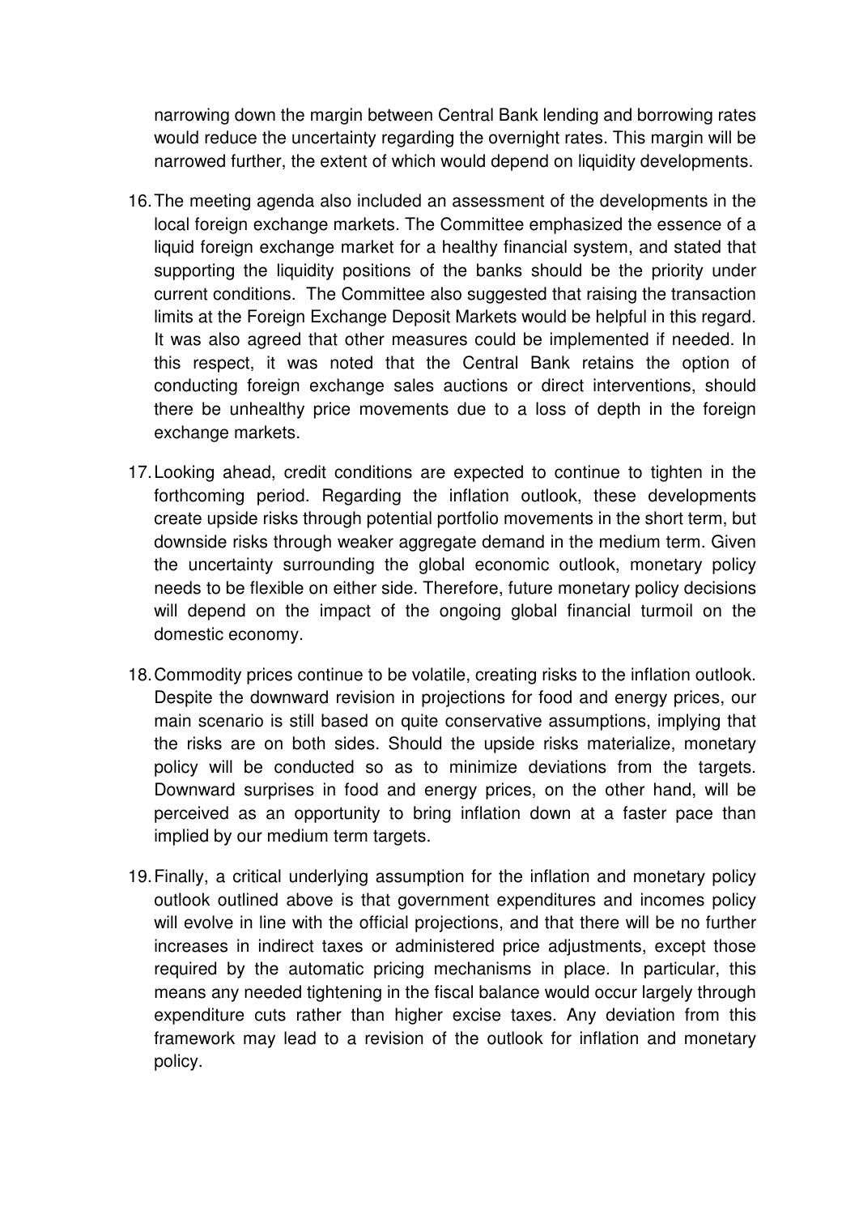narrowing down the margin between Central Bank lending and borrowing rates would reduce the uncertainty regarding the overnight rates. This margin will be narrowed further, the extent of which would depend on liquidity developments.

16. The meeting agenda also included an assessment of the developments in the local foreign exchange markets. The Committee emphasized the essence of a liquid foreign exchange market for a healthy financial system, and stated that supporting the liquidity positions of the banks should be the priority under current conditions. The Committee also suggested that raising the transaction limits at the Foreign Exchange Deposit Markets would be helpful in this regard. It was also agreed that other measures could be implemented if needed. In this respect, it was noted that the Central Bank retains the option of conducting foreign exchange sales auctions or direct interventions, should there be unhealthy price movements due to a loss of depth in the foreign exchange markets.

17. Looking ahead, credit conditions are expected to continue to tighten in the forthcoming period. Regarding the inflation outlook, these developments create upside risks through potential portfolio movements in the short term, but downside risks through weaker aggregate demand in the medium term. Given the uncertainty surrounding the global economic outlook, monetary policy needs to be flexible on either side. Therefore, future monetary policy decisions will depend on the impact of the ongoing global financial turmoil on the domestic economy.

18. Commodity prices continue to be volatile, creating risks to the inflation outlook. Despite the downward revision in projections for food and energy prices, our main scenario is still based on quite conservative assumptions, implying that the risks are on both sides. Should the upside risks materialize, monetary policy will be conducted so as to minimize deviations from the targets. Downward surprises in food and energy prices, on the other hand, will be perceived as an opportunity to bring inflation down at a faster pace than implied by our medium term targets.

19. Finally, a critical underlying assumption for the inflation and monetary policy outlook outlined above is that government expenditures and incomes policy will evolve in line with the official projections, and that there will be no further increases in indirect taxes or administered price adjustments, except those required by the automatic pricing mechanisms in place. In particular, this means any needed tightening in the fiscal balance would occur largely through expenditure cuts rather than higher excise taxes. Any deviation from this framework may lead to a revision of the outlook for inflation and monetary policy.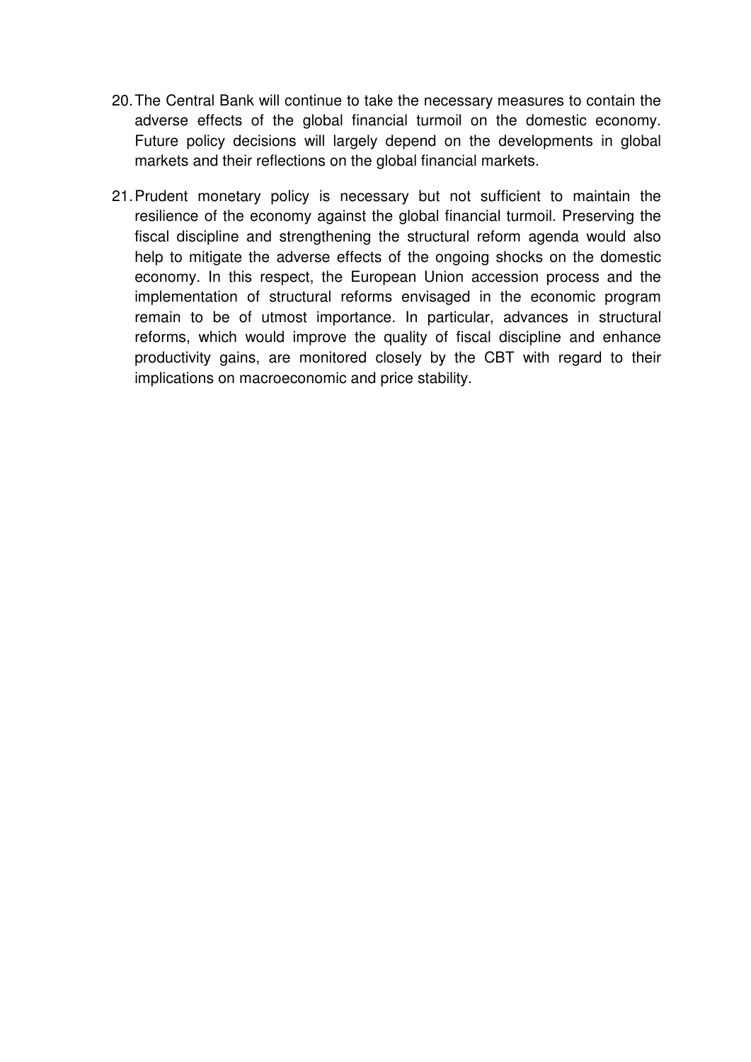20. The Central Bank will continue to take the necessary measures to contain the adverse effects of the global financial turmoil on the domestic economy. Future policy decisions will largely depend on the developments in global markets and their reflections on the global financial markets.

21. Prudent monetary policy is necessary but not sufficient to maintain the resilience of the economy against the global financial turmoil. Preserving the fiscal discipline and strengthening the structural reform agenda would also help to mitigate the adverse effects of the ongoing shocks on the domestic economy. In this respect, the European Union accession process and the implementation of structural reforms envisaged in the economic program remain to be of utmost importance. In particular, advances in structural reforms, which would improve the quality of fiscal discipline and enhance productivity gains, are monitored closely by the CBT with regard to their implications on macroeconomic and price stability.